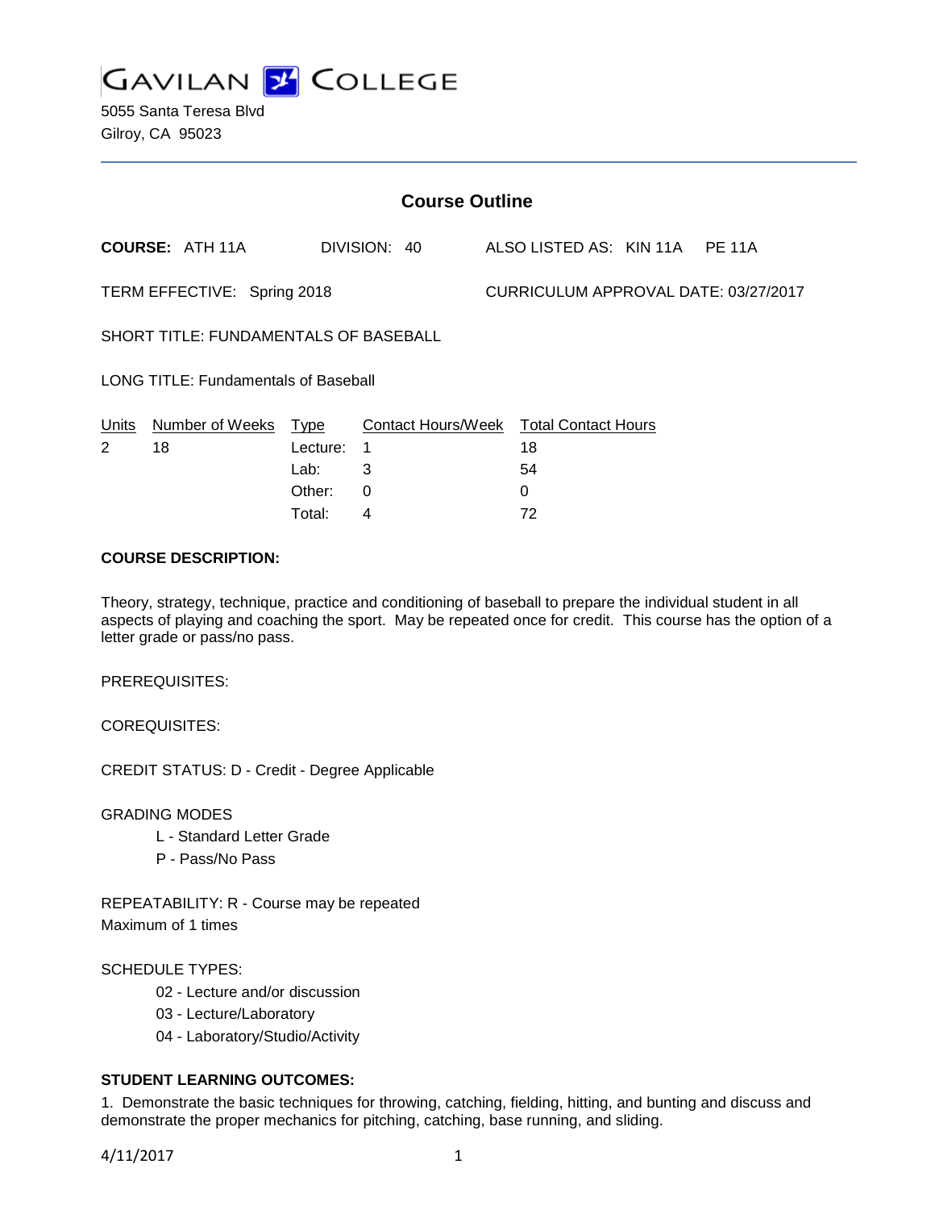GAVILAN COLLEGE

5055 Santa Teresa Blvd
Gilroy, CA 95023

## Course Outline

**COURSE:** ATH 11A DIVISION: 40 ALSO LISTED AS: KIN 11A PE 11A

TERM EFFECTIVE: Spring 2018 CURRICULUM APPROVAL DATE: 03/27/2017

SHORT TITLE: FUNDAMENTALS OF BASEBALL

LONG TITLE: Fundamentals of Baseball

| Units | Number of Weeks | Type | Contact Hours/Week | Total Contact Hours |
|---|---|---|---|---|
| 2 | 18 | Lecture: | 1 | 18 |
| | | Lab: | 3 | 54 |
| | | Other: | 0 | 0 |
| | | Total: | 4 | 72 |

**COURSE DESCRIPTION:**

Theory, strategy, technique, practice and conditioning of baseball to prepare the individual student in all aspects of playing and coaching the sport. May be repeated once for credit. This course has the option of a letter grade or pass/no pass.

PREREQUISITES:

COREQUISITES:

CREDIT STATUS: D - Credit - Degree Applicable

GRADING MODES

- L - Standard Letter Grade
- P - Pass/No Pass

REPEATABILITY: R - Course may be repeated
Maximum of 1 times

SCHEDULE TYPES:

- 02 - Lecture and/or discussion
- 03 - Lecture/Laboratory
- 04 - Laboratory/Studio/Activity

**STUDENT LEARNING OUTCOMES:**

1. Demonstrate the basic techniques for throwing, catching, fielding, hitting, and bunting and discuss and demonstrate the proper mechanics for pitching, catching, base running, and sliding.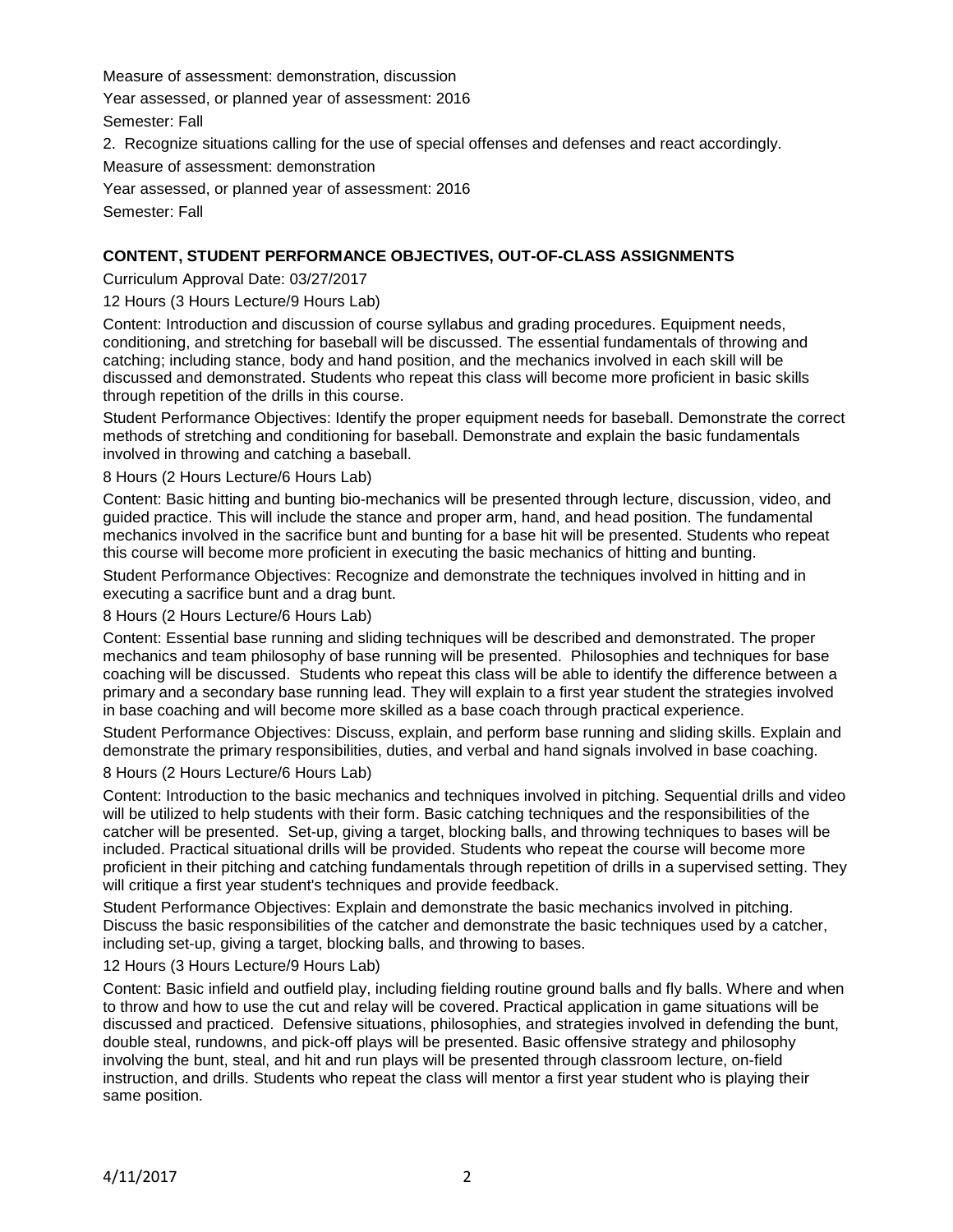Measure of assessment: demonstration, discussion

Year assessed, or planned year of assessment: 2016

Semester: Fall

2. Recognize situations calling for the use of special offenses and defenses and react accordingly.

Measure of assessment: demonstration

Year assessed, or planned year of assessment: 2016

Semester: Fall

## CONTENT, STUDENT PERFORMANCE OBJECTIVES, OUT-OF-CLASS ASSIGNMENTS

Curriculum Approval Date: 03/27/2017

12 Hours (3 Hours Lecture/9 Hours Lab)

Content: Introduction and discussion of course syllabus and grading procedures. Equipment needs, conditioning, and stretching for baseball will be discussed. The essential fundamentals of throwing and catching; including stance, body and hand position, and the mechanics involved in each skill will be discussed and demonstrated. Students who repeat this class will become more proficient in basic skills through repetition of the drills in this course.

Student Performance Objectives: Identify the proper equipment needs for baseball. Demonstrate the correct methods of stretching and conditioning for baseball. Demonstrate and explain the basic fundamentals involved in throwing and catching a baseball.

8 Hours (2 Hours Lecture/6 Hours Lab)

Content: Basic hitting and bunting bio-mechanics will be presented through lecture, discussion, video, and guided practice. This will include the stance and proper arm, hand, and head position. The fundamental mechanics involved in the sacrifice bunt and bunting for a base hit will be presented. Students who repeat this course will become more proficient in executing the basic mechanics of hitting and bunting.

Student Performance Objectives: Recognize and demonstrate the techniques involved in hitting and in executing a sacrifice bunt and a drag bunt.

8 Hours (2 Hours Lecture/6 Hours Lab)

Content: Essential base running and sliding techniques will be described and demonstrated. The proper mechanics and team philosophy of base running will be presented. Philosophies and techniques for base coaching will be discussed. Students who repeat this class will be able to identify the difference between a primary and a secondary base running lead. They will explain to a first year student the strategies involved in base coaching and will become more skilled as a base coach through practical experience.

Student Performance Objectives: Discuss, explain, and perform base running and sliding skills. Explain and demonstrate the primary responsibilities, duties, and verbal and hand signals involved in base coaching.

8 Hours (2 Hours Lecture/6 Hours Lab)

Content: Introduction to the basic mechanics and techniques involved in pitching. Sequential drills and video will be utilized to help students with their form. Basic catching techniques and the responsibilities of the catcher will be presented. Set-up, giving a target, blocking balls, and throwing techniques to bases will be included. Practical situational drills will be provided. Students who repeat the course will become more proficient in their pitching and catching fundamentals through repetition of drills in a supervised setting. They will critique a first year student's techniques and provide feedback.

Student Performance Objectives: Explain and demonstrate the basic mechanics involved in pitching. Discuss the basic responsibilities of the catcher and demonstrate the basic techniques used by a catcher, including set-up, giving a target, blocking balls, and throwing to bases.

12 Hours (3 Hours Lecture/9 Hours Lab)

Content: Basic infield and outfield play, including fielding routine ground balls and fly balls. Where and when to throw and how to use the cut and relay will be covered. Practical application in game situations will be discussed and practiced. Defensive situations, philosophies, and strategies involved in defending the bunt, double steal, rundowns, and pick-off plays will be presented. Basic offensive strategy and philosophy involving the bunt, steal, and hit and run plays will be presented through classroom lecture, on-field instruction, and drills. Students who repeat the class will mentor a first year student who is playing their same position.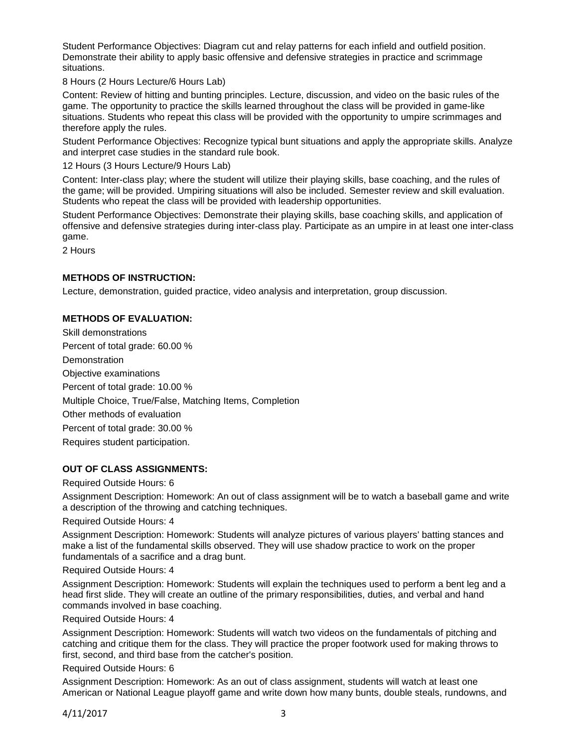Student Performance Objectives: Diagram cut and relay patterns for each infield and outfield position. Demonstrate their ability to apply basic offensive and defensive strategies in practice and scrimmage situations.

8 Hours (2 Hours Lecture/6 Hours Lab)

Content: Review of hitting and bunting principles. Lecture, discussion, and video on the basic rules of the game. The opportunity to practice the skills learned throughout the class will be provided in game-like situations. Students who repeat this class will be provided with the opportunity to umpire scrimmages and therefore apply the rules.

Student Performance Objectives: Recognize typical bunt situations and apply the appropriate skills. Analyze and interpret case studies in the standard rule book.

12 Hours (3 Hours Lecture/9 Hours Lab)

Content: Inter-class play; where the student will utilize their playing skills, base coaching, and the rules of the game; will be provided. Umpiring situations will also be included. Semester review and skill evaluation. Students who repeat the class will be provided with leadership opportunities.

Student Performance Objectives: Demonstrate their playing skills, base coaching skills, and application of offensive and defensive strategies during inter-class play. Participate as an umpire in at least one inter-class game.

2 Hours

**METHODS OF INSTRUCTION:**

Lecture, demonstration, guided practice, video analysis and interpretation, group discussion.

**METHODS OF EVALUATION:**

Skill demonstrations

Percent of total grade: 60.00 %

Demonstration

Objective examinations

Percent of total grade: 10.00 %

Multiple Choice, True/False, Matching Items, Completion

Other methods of evaluation

Percent of total grade: 30.00 %

Requires student participation.

**OUT OF CLASS ASSIGNMENTS:**

Required Outside Hours: 6

Assignment Description: Homework: An out of class assignment will be to watch a baseball game and write a description of the throwing and catching techniques.

Required Outside Hours: 4

Assignment Description: Homework: Students will analyze pictures of various players' batting stances and make a list of the fundamental skills observed. They will use shadow practice to work on the proper fundamentals of a sacrifice and a drag bunt.

Required Outside Hours: 4

Assignment Description: Homework: Students will explain the techniques used to perform a bent leg and a head first slide. They will create an outline of the primary responsibilities, duties, and verbal and hand commands involved in base coaching.

Required Outside Hours: 4

Assignment Description: Homework: Students will watch two videos on the fundamentals of pitching and catching and critique them for the class. They will practice the proper footwork used for making throws to first, second, and third base from the catcher's position.

Required Outside Hours: 6

Assignment Description: Homework: As an out of class assignment, students will watch at least one American or National League playoff game and write down how many bunts, double steals, rundowns, and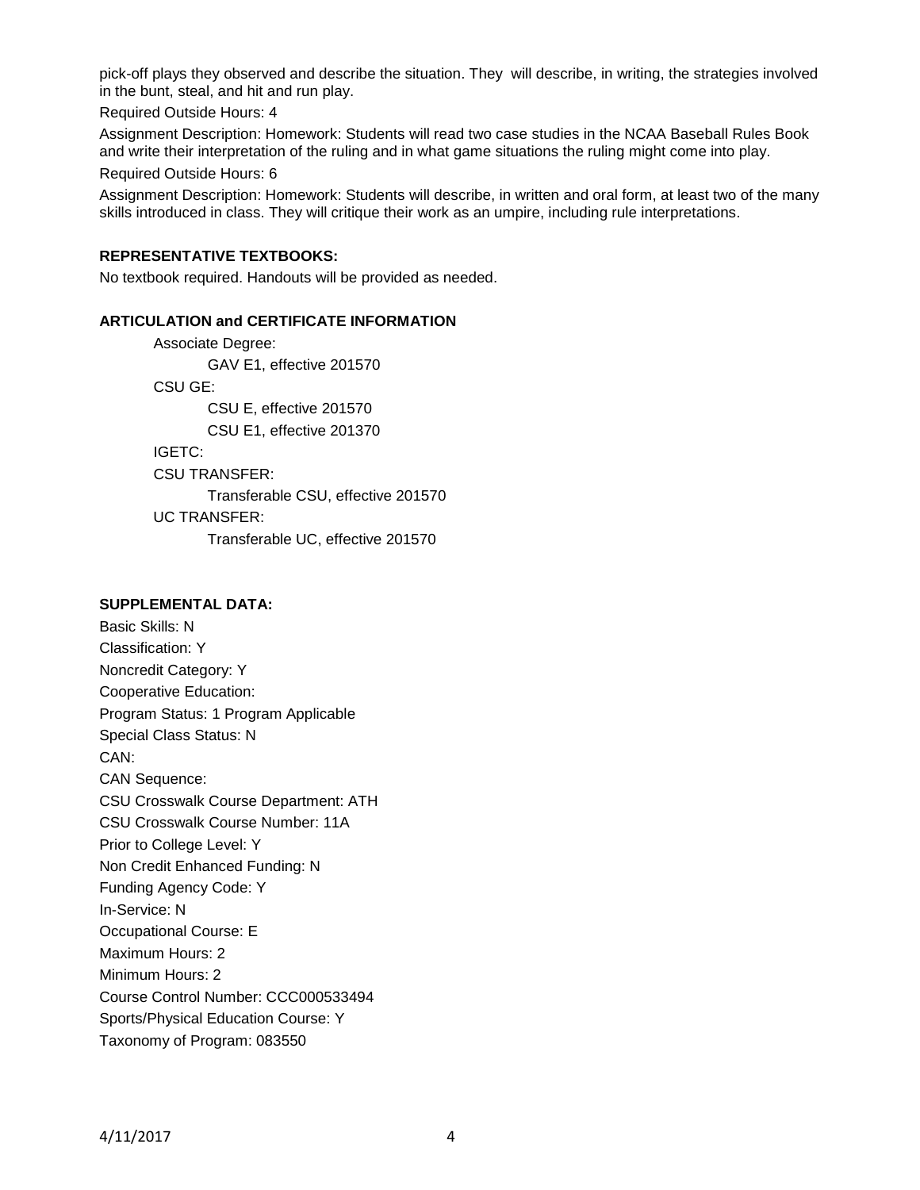pick-off plays they observed and describe the situation. They will describe, in writing, the strategies involved in the bunt, steal, and hit and run play.

Required Outside Hours: 4

Assignment Description: Homework: Students will read two case studies in the NCAA Baseball Rules Book and write their interpretation of the ruling and in what game situations the ruling might come into play.

Required Outside Hours: 6

Assignment Description: Homework: Students will describe, in written and oral form, at least two of the many skills introduced in class. They will critique their work as an umpire, including rule interpretations.

**REPRESENTATIVE TEXTBOOKS:**

No textbook required. Handouts will be provided as needed.

**ARTICULATION and CERTIFICATE INFORMATION**

Associate Degree:
- GAV E1, effective 201570

CSU GE:
- CSU E, effective 201570
- CSU E1, effective 201370

IGETC:

CSU TRANSFER:
- Transferable CSU, effective 201570

UC TRANSFER:
- Transferable UC, effective 201570

**SUPPLEMENTAL DATA:**

Basic Skills: N
Classification: Y
Noncredit Category: Y
Cooperative Education:
Program Status: 1 Program Applicable
Special Class Status: N
CAN:
CAN Sequence:
CSU Crosswalk Course Department: ATH
CSU Crosswalk Course Number: 11A
Prior to College Level: Y
Non Credit Enhanced Funding: N
Funding Agency Code: Y
In-Service: N
Occupational Course: E
Maximum Hours: 2
Minimum Hours: 2
Course Control Number: CCC000533494
Sports/Physical Education Course: Y
Taxonomy of Program: 083550